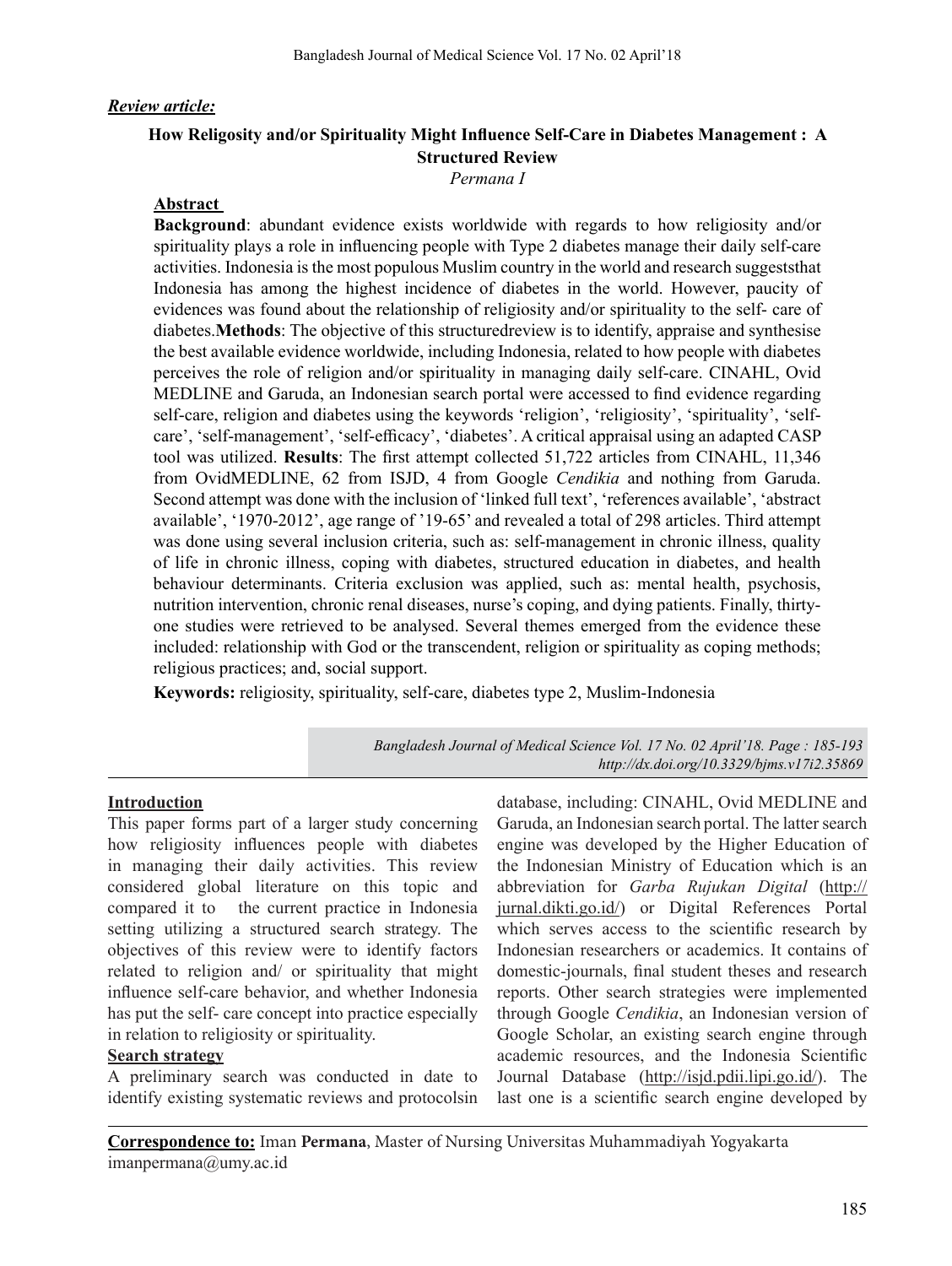***Review article:***

## How Religosity and/or Spirituality Might Influence Self-Care in Diabetes Management : A Structured Review

*Permana I*

**Abstract**

**Background**: abundant evidence exists worldwide with regards to how religiosity and/or spirituality plays a role in influencing people with Type 2 diabetes manage their daily self-care activities. Indonesia is the most populous Muslim country in the world and research suggeststhat Indonesia has among the highest incidence of diabetes in the world. However, paucity of evidences was found about the relationship of religiosity and/or spirituality to the self- care of diabetes.**Methods**: The objective of this structuredreview is to identify, appraise and synthesise the best available evidence worldwide, including Indonesia, related to how people with diabetes perceives the role of religion and/or spirituality in managing daily self-care. CINAHL, Ovid MEDLINE and Garuda, an Indonesian search portal were accessed to find evidence regarding self-care, religion and diabetes using the keywords 'religion', 'religiosity', 'spirituality', 'self-care', 'self-management', 'self-efficacy', 'diabetes'. A critical appraisal using an adapted CASP tool was utilized. **Results**: The first attempt collected 51,722 articles from CINAHL, 11,346 from OvidMEDLINE, 62 from ISJD, 4 from Google *Cendikia* and nothing from Garuda. Second attempt was done with the inclusion of 'linked full text', 'references available', 'abstract available', '1970-2012', age range of '19-65' and revealed a total of 298 articles. Third attempt was done using several inclusion criteria, such as: self-management in chronic illness, quality of life in chronic illness, coping with diabetes, structured education in diabetes, and health behaviour determinants. Criteria exclusion was applied, such as: mental health, psychosis, nutrition intervention, chronic renal diseases, nurse's coping, and dying patients. Finally, thirty-one studies were retrieved to be analysed. Several themes emerged from the evidence these included: relationship with God or the transcendent, religion or spirituality as coping methods; religious practices; and, social support.

**Keywords:** religiosity, spirituality, self-care, diabetes type 2, Muslim-Indonesia

*http://dx.doi.org/10.3329/bjms.v17i2.35869*

### Introduction

This paper forms part of a larger study concerning how religiosity influences people with diabetes in managing their daily activities. This review considered global literature on this topic and compared it to the current practice in Indonesia setting utilizing a structured search strategy. The objectives of this review were to identify factors related to religion and/ or spirituality that might influence self-care behavior, and whether Indonesia has put the self- care concept into practice especially in relation to religiosity or spirituality.

### Search strategy

A preliminary search was conducted in date to identify existing systematic reviews and protocolsin database, including: CINAHL, Ovid MEDLINE and Garuda, an Indonesian search portal. The latter search engine was developed by the Higher Education of the Indonesian Ministry of Education which is an abbreviation for *Garba Rujukan Digital* (http://jurnal.dikti.go.id/) or Digital References Portal which serves access to the scientific research by Indonesian researchers or academics. It contains of domestic-journals, final student theses and research reports. Other search strategies were implemented through Google *Cendikia*, an Indonesian version of Google Scholar, an existing search engine through academic resources, and the Indonesia Scientific Journal Database (http://isjd.pdii.lipi.go.id/). The last one is a scientific search engine developed by

**Correspondence to:** Iman **Permana**, Master of Nursing Universitas Muhammadiyah Yogyakarta imanpermana@umy.ac.id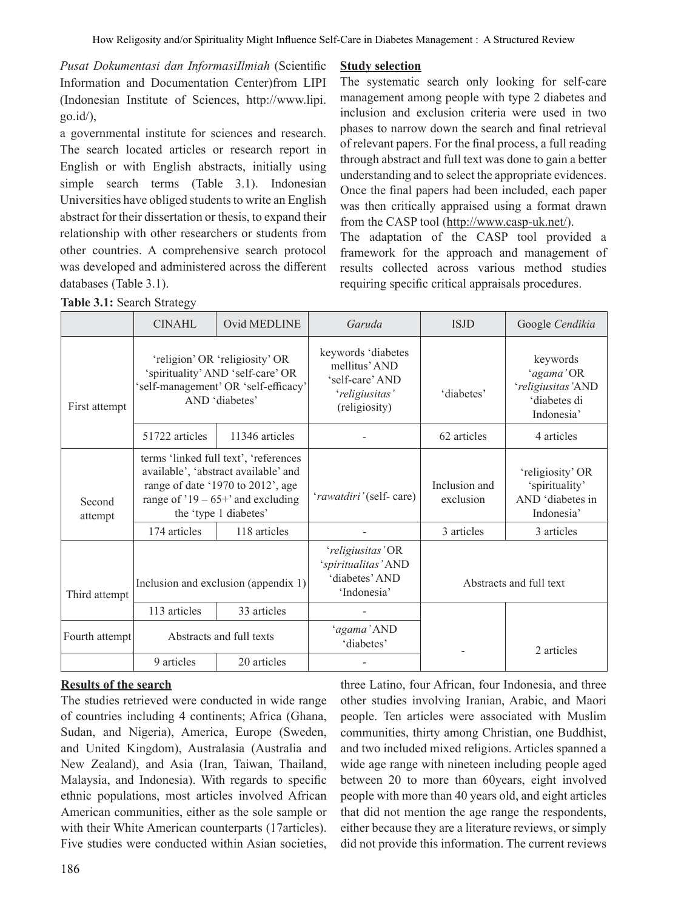*Pusat Dokumentasi dan InformasiIlmiah* (Scientific Information and Documentation Center)from LIPI (Indonesian Institute of Sciences, http://www.lipi.go.id/),

a governmental institute for sciences and research. The search located articles or research report in English or with English abstracts, initially using simple search terms (Table 3.1). Indonesian Universities have obliged students to write an English abstract for their dissertation or thesis, to expand their relationship with other researchers or students from other countries. A comprehensive search protocol was developed and administered across the different databases (Table 3.1).

**Study selection**

The systematic search only looking for self-care management among people with type 2 diabetes and inclusion and exclusion criteria were used in two phases to narrow down the search and final retrieval of relevant papers. For the final process, a full reading through abstract and full text was done to gain a better understanding and to select the appropriate evidences. Once the final papers had been included, each paper was then critically appraised using a format drawn from the CASP tool (http://www.casp-uk.net/).

The adaptation of the CASP tool provided a framework for the approach and management of results collected across various method studies requiring specific critical appraisals procedures.

**Table 3.1:** Search Strategy

| | CINAHL | Ovid MEDLINE | *Garuda* | ISJD | Google *Cendikia* |
|---|---|---|---|---|---|
| First attempt | 'religion' OR 'religiosity' OR 'spirituality' AND 'self-care' OR 'self-management' OR 'self-efficacy' AND 'diabetes' | | keywords 'diabetes mellitus' AND 'self-care' AND '*religiusitas*' (religiosity) | 'diabetes' | keywords '*agama'* OR '*religiusitas'*AND 'diabetes di Indonesia' |
| | 51722 articles | 11346 articles | - | 62 articles | 4 articles |
| Second attempt | terms 'linked full text', 'references available', 'abstract available' and range of date '1970 to 2012', age range of '19 – 65+' and excluding the 'type 1 diabetes' | | '*rawatdiri'* (self- care) | Inclusion and exclusion | 'religiosity' OR 'spirituality' AND 'diabetes in Indonesia' |
| | 174 articles | 118 articles | - | 3 articles | 3 articles |
| Third attempt | Inclusion and exclusion (appendix 1) | | '*religiusitas'* OR '*spiritualitas'* AND 'diabetes' AND 'Indonesia' | Abstracts and full text | |
| | 113 articles | 33 articles | - | | |
| Fourth attempt | Abstracts and full texts | | '*agama'* AND 'diabetes' | - | 2 articles |
| | 9 articles | 20 articles | - | | |

**Results of the search**

The studies retrieved were conducted in wide range of countries including 4 continents; Africa (Ghana, Sudan, and Nigeria), America, Europe (Sweden, and United Kingdom), Australasia (Australia and New Zealand), and Asia (Iran, Taiwan, Thailand, Malaysia, and Indonesia). With regards to specific ethnic populations, most articles involved African American communities, either as the sole sample or with their White American counterparts (17articles). Five studies were conducted within Asian societies, three Latino, four African, four Indonesia, and three other studies involving Iranian, Arabic, and Maori people. Ten articles were associated with Muslim communities, thirty among Christian, one Buddhist, and two included mixed religions. Articles spanned a wide age range with nineteen including people aged between 20 to more than 60years, eight involved people with more than 40 years old, and eight articles that did not mention the age range the respondents, either because they are a literature reviews, or simply did not provide this information. The current reviews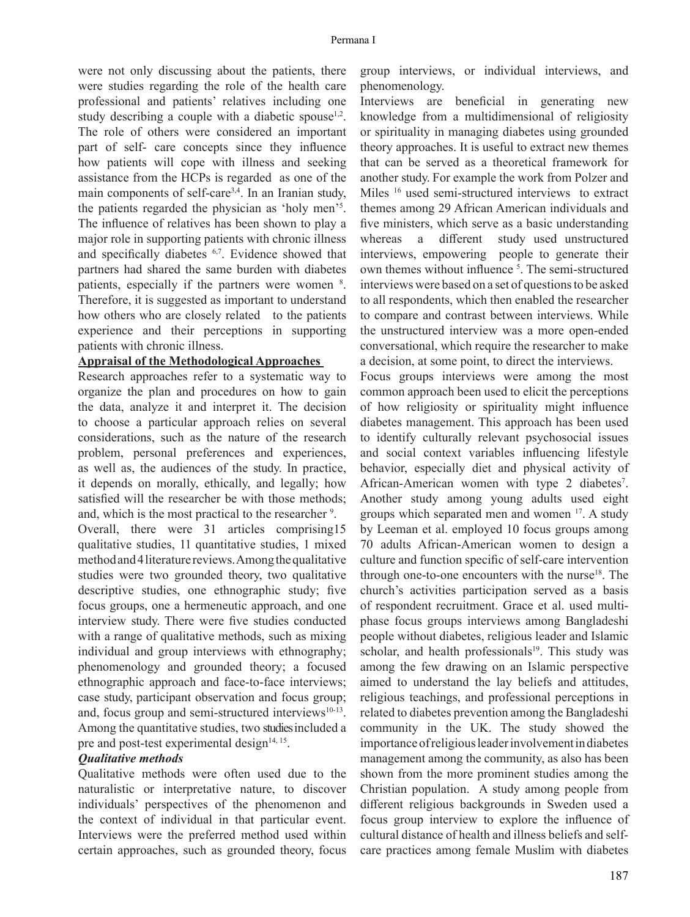were not only discussing about the patients, there were studies regarding the role of the health care professional and patients' relatives including one study describing a couple with a diabetic spouse[1,2]. The role of others were considered an important part of self- care concepts since they influence how patients will cope with illness and seeking assistance from the HCPs is regarded as one of the main components of self-care[3,4]. In an Iranian study, the patients regarded the physician as 'holy men'[5]. The influence of relatives has been shown to play a major role in supporting patients with chronic illness and specifically diabetes [6,7]. Evidence showed that partners had shared the same burden with diabetes patients, especially if the partners were women [8]. Therefore, it is suggested as important to understand how others who are closely related to the patients experience and their perceptions in supporting patients with chronic illness.

**Appraisal of the Methodological Approaches**

Research approaches refer to a systematic way to organize the plan and procedures on how to gain the data, analyze it and interpret it. The decision to choose a particular approach relies on several considerations, such as the nature of the research problem, personal preferences and experiences, as well as, the audiences of the study. In practice, it depends on morally, ethically, and legally; how satisfied will the researcher be with those methods; and, which is the most practical to the researcher [9].

Overall, there were 31 articles comprising15 qualitative studies, 11 quantitative studies, 1 mixed method and 4 literature reviews. Among the qualitative studies were two grounded theory, two qualitative descriptive studies, one ethnographic study; five focus groups, one a hermeneutic approach, and one interview study. There were five studies conducted with a range of qualitative methods, such as mixing individual and group interviews with ethnography; phenomenology and grounded theory; a focused ethnographic approach and face-to-face interviews; case study, participant observation and focus group; and, focus group and semi-structured interviews[10-13]. Among the quantitative studies, two studies included a pre and post-test experimental design[14, 15].

***Qualitative methods***

Qualitative methods were often used due to the naturalistic or interpretative nature, to discover individuals' perspectives of the phenomenon and the context of individual in that particular event. Interviews were the preferred method used within certain approaches, such as grounded theory, focus group interviews, or individual interviews, and phenomenology.

Interviews are beneficial in generating new knowledge from a multidimensional of religiosity or spirituality in managing diabetes using grounded theory approaches. It is useful to extract new themes that can be served as a theoretical framework for another study. For example the work from Polzer and Miles [16] used semi-structured interviews to extract themes among 29 African American individuals and five ministers, which serve as a basic understanding whereas a different study used unstructured interviews, empowering people to generate their own themes without influence [5]. The semi-structured interviews were based on a set of questions to be asked to all respondents, which then enabled the researcher to compare and contrast between interviews. While the unstructured interview was a more open-ended conversational, which require the researcher to make a decision, at some point, to direct the interviews.

Focus groups interviews were among the most common approach been used to elicit the perceptions of how religiosity or spirituality might influence diabetes management. This approach has been used to identify culturally relevant psychosocial issues and social context variables influencing lifestyle behavior, especially diet and physical activity of African-American women with type 2 diabetes[7]. Another study among young adults used eight groups which separated men and women [17]. A study by Leeman et al. employed 10 focus groups among 70 adults African-American women to design a culture and function specific of self-care intervention through one-to-one encounters with the nurse[18]. The church's activities participation served as a basis of respondent recruitment. Grace et al. used multi-phase focus groups interviews among Bangladeshi people without diabetes, religious leader and Islamic scholar, and health professionals[19]. This study was among the few drawing on an Islamic perspective aimed to understand the lay beliefs and attitudes, religious teachings, and professional perceptions in related to diabetes prevention among the Bangladeshi community in the UK. The study showed the importance of religious leader involvement in diabetes management among the community, as also has been shown from the more prominent studies among the Christian population. A study among people from different religious backgrounds in Sweden used a focus group interview to explore the influence of cultural distance of health and illness beliefs and self-care practices among female Muslim with diabetes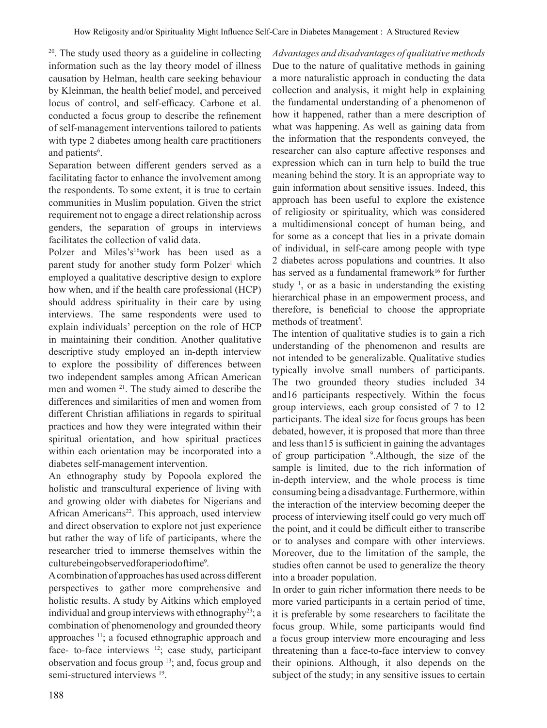[20]. The study used theory as a guideline in collecting information such as the lay theory model of illness causation by Helman, health care seeking behaviour by Kleinman, the health belief model, and perceived locus of control, and self-efficacy. Carbone et al. conducted a focus group to describe the refinement of self-management interventions tailored to patients with type 2 diabetes among health care practitioners and patients[6].

Separation between different genders served as a facilitating factor to enhance the involvement among the respondents. To some extent, it is true to certain communities in Muslim population. Given the strict requirement not to engage a direct relationship across genders, the separation of groups in interviews facilitates the collection of valid data.

Polzer and Miles's[16]work has been used as a parent study for another study form Polzer[1] which employed a qualitative descriptive design to explore how when, and if the health care professional (HCP) should address spirituality in their care by using interviews. The same respondents were used to explain individuals' perception on the role of HCP in maintaining their condition. Another qualitative descriptive study employed an in-depth interview to explore the possibility of differences between two independent samples among African American men and women [21]. The study aimed to describe the differences and similarities of men and women from different Christian affiliations in regards to spiritual practices and how they were integrated within their spiritual orientation, and how spiritual practices within each orientation may be incorporated into a diabetes self-management intervention.

An ethnography study by Popoola explored the holistic and transcultural experience of living with and growing older with diabetes for Nigerians and African Americans[22]. This approach, used interview and direct observation to explore not just experience but rather the way of life of participants, where the researcher tried to immerse themselves within the culturebeingobservedforaperiodoftime[9].

A combination of approaches has used across different perspectives to gather more comprehensive and holistic results. A study by Aitkins which employed individual and group interviews with ethnography[23]; a combination of phenomenology and grounded theory approaches [11]; a focused ethnographic approach and face- to-face interviews [12]; case study, participant observation and focus group [13]; and, focus group and semi-structured interviews [19].

*Advantages and disadvantages of qualitative methods*

Due to the nature of qualitative methods in gaining a more naturalistic approach in conducting the data collection and analysis, it might help in explaining the fundamental understanding of a phenomenon of how it happened, rather than a mere description of what was happening. As well as gaining data from the information that the respondents conveyed, the researcher can also capture affective responses and expression which can in turn help to build the true meaning behind the story. It is an appropriate way to gain information about sensitive issues. Indeed, this approach has been useful to explore the existence of religiosity or spirituality, which was considered a multidimensional concept of human being, and for some as a concept that lies in a private domain of individual, in self-care among people with type 2 diabetes across populations and countries. It also has served as a fundamental framework[16] for further study [1], or as a basic in understanding the existing hierarchical phase in an empowerment process, and therefore, is beneficial to choose the appropriate methods of treatment[5].

The intention of qualitative studies is to gain a rich understanding of the phenomenon and results are not intended to be generalizable. Qualitative studies typically involve small numbers of participants. The two grounded theory studies included 34 and16 participants respectively. Within the focus group interviews, each group consisted of 7 to 12 participants. The ideal size for focus groups has been debated, however, it is proposed that more than three and less than15 is sufficient in gaining the advantages of group participation [9].Although, the size of the sample is limited, due to the rich information of in-depth interview, and the whole process is time consuming being a disadvantage. Furthermore, within the interaction of the interview becoming deeper the process of interviewing itself could go very much off the point, and it could be difficult either to transcribe or to analyses and compare with other interviews. Moreover, due to the limitation of the sample, the studies often cannot be used to generalize the theory into a broader population.

In order to gain richer information there needs to be more varied participants in a certain period of time, it is preferable by some researchers to facilitate the focus group. While, some participants would find a focus group interview more encouraging and less threatening than a face-to-face interview to convey their opinions. Although, it also depends on the subject of the study; in any sensitive issues to certain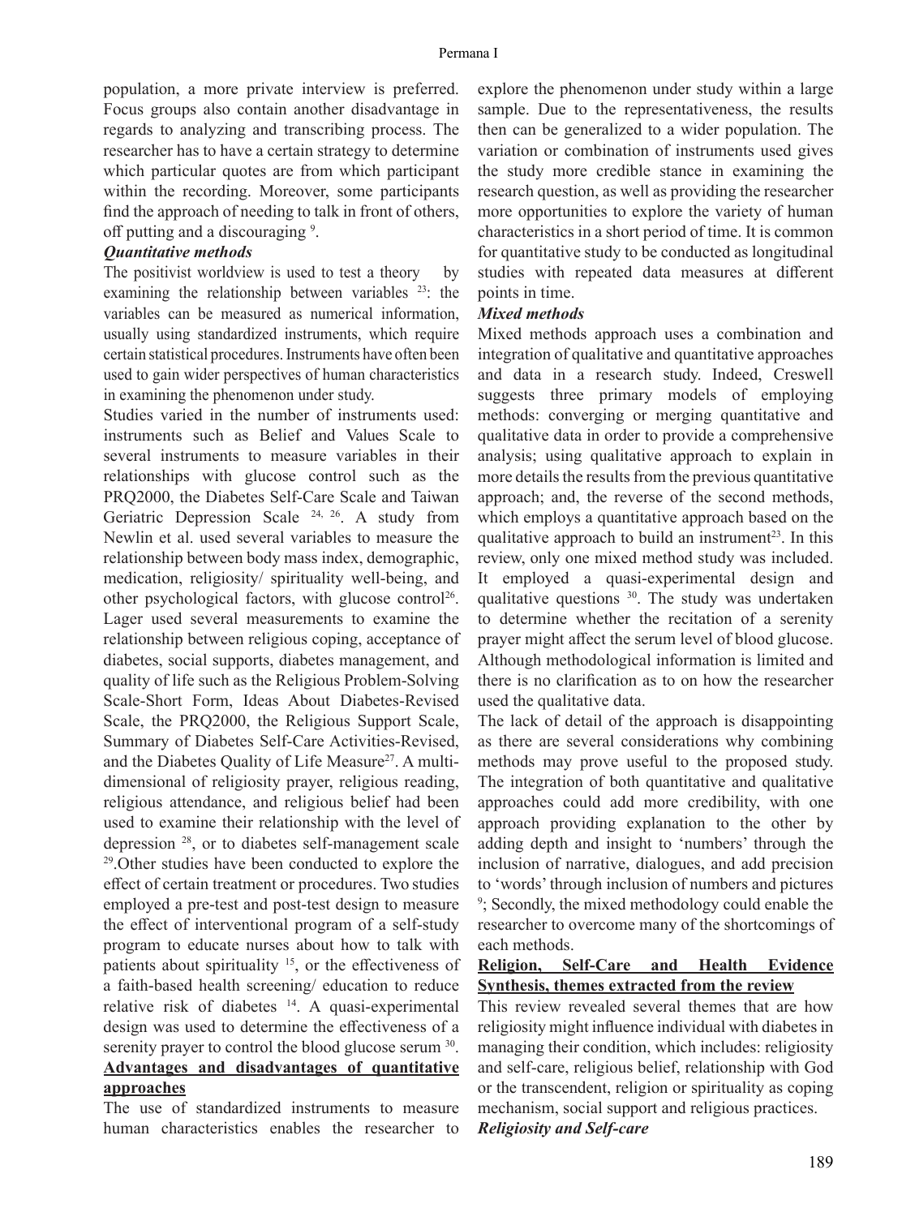population, a more private interview is preferred. Focus groups also contain another disadvantage in regards to analyzing and transcribing process. The researcher has to have a certain strategy to determine which particular quotes are from which participant within the recording. Moreover, some participants find the approach of needing to talk in front of others, off putting and a discouraging [9].

***Quantitative methods***

The positivist worldview is used to test a theory by examining the relationship between variables [23]: the variables can be measured as numerical information, usually using standardized instruments, which require certain statistical procedures. Instruments have often been used to gain wider perspectives of human characteristics in examining the phenomenon under study.

Studies varied in the number of instruments used: instruments such as Belief and Values Scale to several instruments to measure variables in their relationships with glucose control such as the PRQ2000, the Diabetes Self-Care Scale and Taiwan Geriatric Depression Scale [24, 26]. A study from Newlin et al. used several variables to measure the relationship between body mass index, demographic, medication, religiosity/ spirituality well-being, and other psychological factors, with glucose control[26]. Lager used several measurements to examine the relationship between religious coping, acceptance of diabetes, social supports, diabetes management, and quality of life such as the Religious Problem-Solving Scale-Short Form, Ideas About Diabetes-Revised Scale, the PRQ2000, the Religious Support Scale, Summary of Diabetes Self-Care Activities-Revised, and the Diabetes Quality of Life Measure[27]. A multi-dimensional of religiosity prayer, religious reading, religious attendance, and religious belief had been used to examine their relationship with the level of depression [28], or to diabetes self-management scale [29].Other studies have been conducted to explore the effect of certain treatment or procedures. Two studies employed a pre-test and post-test design to measure the effect of interventional program of a self-study program to educate nurses about how to talk with patients about spirituality [15], or the effectiveness of a faith-based health screening/ education to reduce relative risk of diabetes [14]. A quasi-experimental design was used to determine the effectiveness of a serenity prayer to control the blood glucose serum [30].

**<u>Advantages and disadvantages of quantitative approaches</u>**

The use of standardized instruments to measure human characteristics enables the researcher to explore the phenomenon under study within a large sample. Due to the representativeness, the results then can be generalized to a wider population. The variation or combination of instruments used gives the study more credible stance in examining the research question, as well as providing the researcher more opportunities to explore the variety of human characteristics in a short period of time. It is common for quantitative study to be conducted as longitudinal studies with repeated data measures at different points in time.

***Mixed methods***

Mixed methods approach uses a combination and integration of qualitative and quantitative approaches and data in a research study. Indeed, Creswell suggests three primary models of employing methods: converging or merging quantitative and qualitative data in order to provide a comprehensive analysis; using qualitative approach to explain in more details the results from the previous quantitative approach; and, the reverse of the second methods, which employs a quantitative approach based on the qualitative approach to build an instrument[23]. In this review, only one mixed method study was included. It employed a quasi-experimental design and qualitative questions [30]. The study was undertaken to determine whether the recitation of a serenity prayer might affect the serum level of blood glucose. Although methodological information is limited and there is no clarification as to on how the researcher used the qualitative data.

The lack of detail of the approach is disappointing as there are several considerations why combining methods may prove useful to the proposed study. The integration of both quantitative and qualitative approaches could add more credibility, with one approach providing explanation to the other by adding depth and insight to 'numbers' through the inclusion of narrative, dialogues, and add precision to 'words' through inclusion of numbers and pictures [9]; Secondly, the mixed methodology could enable the researcher to overcome many of the shortcomings of each methods.

**<u>Religion, Self-Care and Health Evidence Synthesis, themes extracted from the review</u>**

This review revealed several themes that are how religiosity might influence individual with diabetes in managing their condition, which includes: religiosity and self-care, religious belief, relationship with God or the transcendent, religion or spirituality as coping mechanism, social support and religious practices.

***Religiosity and Self-care***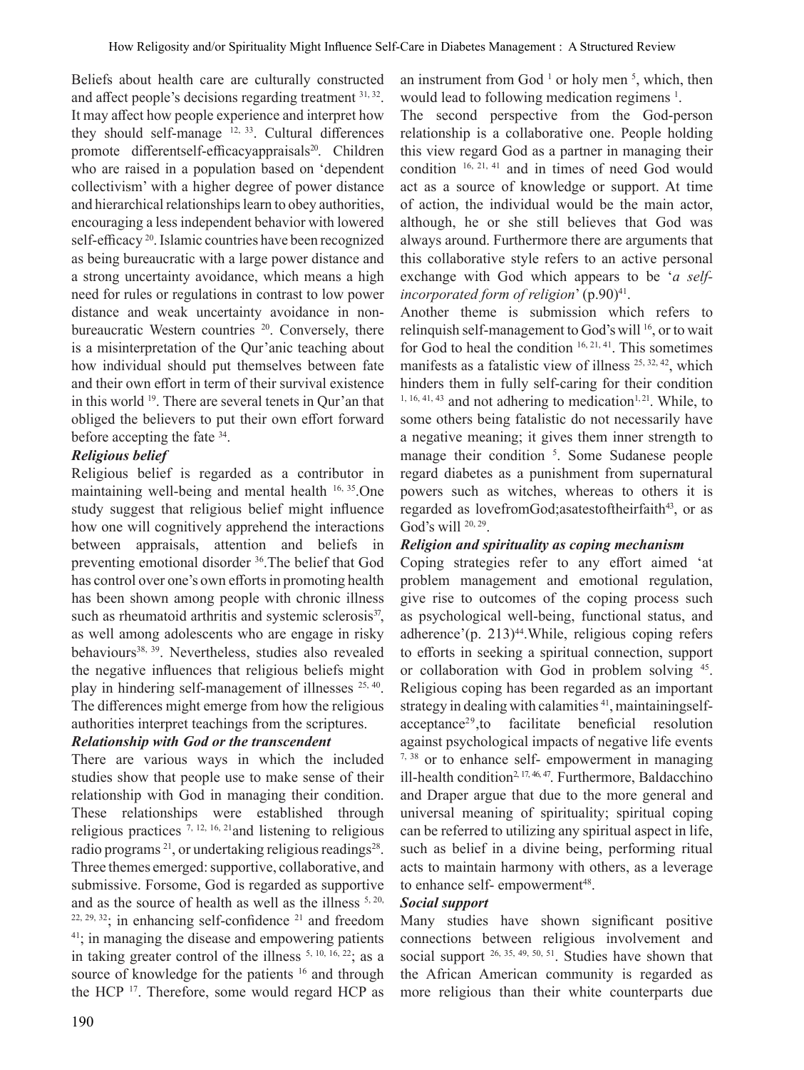Beliefs about health care are culturally constructed and affect people's decisions regarding treatment [31, 32]. It may affect how people experience and interpret how they should self-manage [12, 33]. Cultural differences promote differentself-efficacyappraisals[20]. Children who are raised in a population based on 'dependent collectivism' with a higher degree of power distance and hierarchical relationships learn to obey authorities, encouraging a less independent behavior with lowered self-efficacy [20]. Islamic countries have been recognized as being bureaucratic with a large power distance and a strong uncertainty avoidance, which means a high need for rules or regulations in contrast to low power distance and weak uncertainty avoidance in non-bureaucratic Western countries [20]. Conversely, there is a misinterpretation of the Qur'anic teaching about how individual should put themselves between fate and their own effort in term of their survival existence in this world [19]. There are several tenets in Qur'an that obliged the believers to put their own effort forward before accepting the fate [34].

***Religious belief***

Religious belief is regarded as a contributor in maintaining well-being and mental health [16, 35].One study suggest that religious belief might influence how one will cognitively apprehend the interactions between appraisals, attention and beliefs in preventing emotional disorder [36].The belief that God has control over one's own efforts in promoting health has been shown among people with chronic illness such as rheumatoid arthritis and systemic sclerosis[37], as well among adolescents who are engage in risky behaviours[38, 39]. Nevertheless, studies also revealed the negative influences that religious beliefs might play in hindering self-management of illnesses [25, 40]. The differences might emerge from how the religious authorities interpret teachings from the scriptures.

***Relationship with God or the transcendent***

There are various ways in which the included studies show that people use to make sense of their relationship with God in managing their condition. These relationships were established through religious practices [7, 12, 16, 21]and listening to religious radio programs [21], or undertaking religious readings[28]. Three themes emerged: supportive, collaborative, and submissive. Forsome, God is regarded as supportive and as the source of health as well as the illness [5, 20, 22, 29, 32]; in enhancing self-confidence [21] and freedom [41]; in managing the disease and empowering patients in taking greater control of the illness [5, 10, 16, 22]; as a source of knowledge for the patients [16] and through the HCP [17]. Therefore, some would regard HCP as an instrument from God [1] or holy men [5], which, then would lead to following medication regimens [1].

The second perspective from the God-person relationship is a collaborative one. People holding this view regard God as a partner in managing their condition [16, 21, 41] and in times of need God would act as a source of knowledge or support. At time of action, the individual would be the main actor, although, he or she still believes that God was always around. Furthermore there are arguments that this collaborative style refers to an active personal exchange with God which appears to be '*a self-incorporated form of religion*' (p.90)[41].

Another theme is submission which refers to relinquish self-management to God's will [16], or to wait for God to heal the condition [16, 21, 41]. This sometimes manifests as a fatalistic view of illness [25, 32, 42], which hinders them in fully self-caring for their condition [1, 16, 41, 43] and not adhering to medication[1, 21]. While, to some others being fatalistic do not necessarily have a negative meaning; it gives them inner strength to manage their condition [5]. Some Sudanese people regard diabetes as a punishment from supernatural powers such as witches, whereas to others it is regarded as lovefromGod;asatestoftheirfaith[43], or as God's will [20, 29].

***Religion and spirituality as coping mechanism***

Coping strategies refer to any effort aimed 'at problem management and emotional regulation, give rise to outcomes of the coping process such as psychological well-being, functional status, and adherence'(p. 213)[44].While, religious coping refers to efforts in seeking a spiritual connection, support or collaboration with God in problem solving [45]. Religious coping has been regarded as an important strategy in dealing with calamities [41], maintainingself-acceptance[29],to facilitate beneficial resolution against psychological impacts of negative life events [7, 38] or to enhance self- empowerment in managing ill-health condition[2, 17, 46, 47]. Furthermore, Baldacchino and Draper argue that due to the more general and universal meaning of spirituality; spiritual coping can be referred to utilizing any spiritual aspect in life, such as belief in a divine being, performing ritual acts to maintain harmony with others, as a leverage to enhance self- empowerment[48].

***Social support***

Many studies have shown significant positive connections between religious involvement and social support [26, 35, 49, 50, 51]. Studies have shown that the African American community is regarded as more religious than their white counterparts due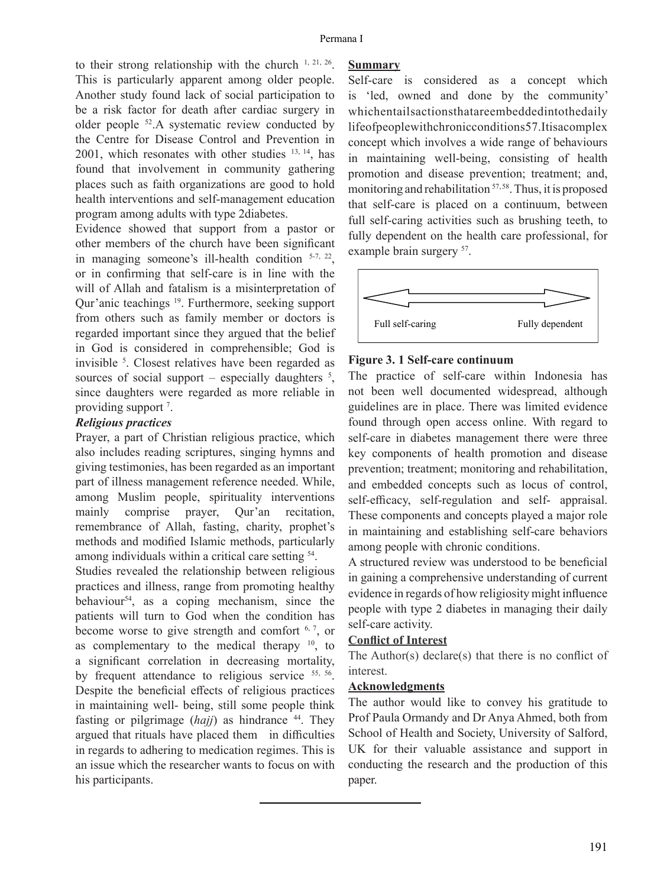to their strong relationship with the church [1, 21, 26]. This is particularly apparent among older people. Another study found lack of social participation to be a risk factor for death after cardiac surgery in older people [52].A systematic review conducted by the Centre for Disease Control and Prevention in 2001, which resonates with other studies [13, 14], has found that involvement in community gathering places such as faith organizations are good to hold health interventions and self-management education program among adults with type 2diabetes.

Evidence showed that support from a pastor or other members of the church have been significant in managing someone's ill-health condition [5-7, 22], or in confirming that self-care is in line with the will of Allah and fatalism is a misinterpretation of Qur'anic teachings [19]. Furthermore, seeking support from others such as family member or doctors is regarded important since they argued that the belief in God is considered in comprehensible; God is invisible [5]. Closest relatives have been regarded as sources of social support – especially daughters [5], since daughters were regarded as more reliable in providing support [7].

***Religious practices***

Prayer, a part of Christian religious practice, which also includes reading scriptures, singing hymns and giving testimonies, has been regarded as an important part of illness management reference needed. While, among Muslim people, spirituality interventions mainly comprise prayer, Qur'an recitation, remembrance of Allah, fasting, charity, prophet's methods and modified Islamic methods, particularly among individuals within a critical care setting [54].

Studies revealed the relationship between religious practices and illness, range from promoting healthy behaviour[54], as a coping mechanism, since the patients will turn to God when the condition has become worse to give strength and comfort [6, 7], or as complementary to the medical therapy [10], to a significant correlation in decreasing mortality, by frequent attendance to religious service [55, 56]. Despite the beneficial effects of religious practices in maintaining well- being, still some people think fasting or pilgrimage (*hajj*) as hindrance [44]. They argued that rituals have placed them in difficulties in regards to adhering to medication regimes. This is an issue which the researcher wants to focus on with his participants.

**Summary**

Self-care is considered as a concept which is 'led, owned and done by the community' whichentailsactionsthatareembeddedintothedaily lifeofpeoplewithchronicconditions57.Itisacomplex concept which involves a wide range of behaviours in maintaining well-being, consisting of health promotion and disease prevention; treatment; and, monitoring and rehabilitation [57, 58]. Thus, it is proposed that self-care is placed on a continuum, between full self-caring activities such as brushing teeth, to fully dependent on the health care professional, for example brain surgery [57].

Full self-caring ⟷ Fully dependent

**Figure 3. 1 Self-care continuum**

The practice of self-care within Indonesia has not been well documented widespread, although guidelines are in place. There was limited evidence found through open access online. With regard to self-care in diabetes management there were three key components of health promotion and disease prevention; treatment; monitoring and rehabilitation, and embedded concepts such as locus of control, self-efficacy, self-regulation and self- appraisal. These components and concepts played a major role in maintaining and establishing self-care behaviors among people with chronic conditions.

A structured review was understood to be beneficial in gaining a comprehensive understanding of current evidence in regards of how religiosity might influence people with type 2 diabetes in managing their daily self-care activity.

**Conflict of Interest**

The Author(s) declare(s) that there is no conflict of interest.

**Acknowledgments**

The author would like to convey his gratitude to Prof Paula Ormandy and Dr Anya Ahmed, both from School of Health and Society, University of Salford, UK for their valuable assistance and support in conducting the research and the production of this paper.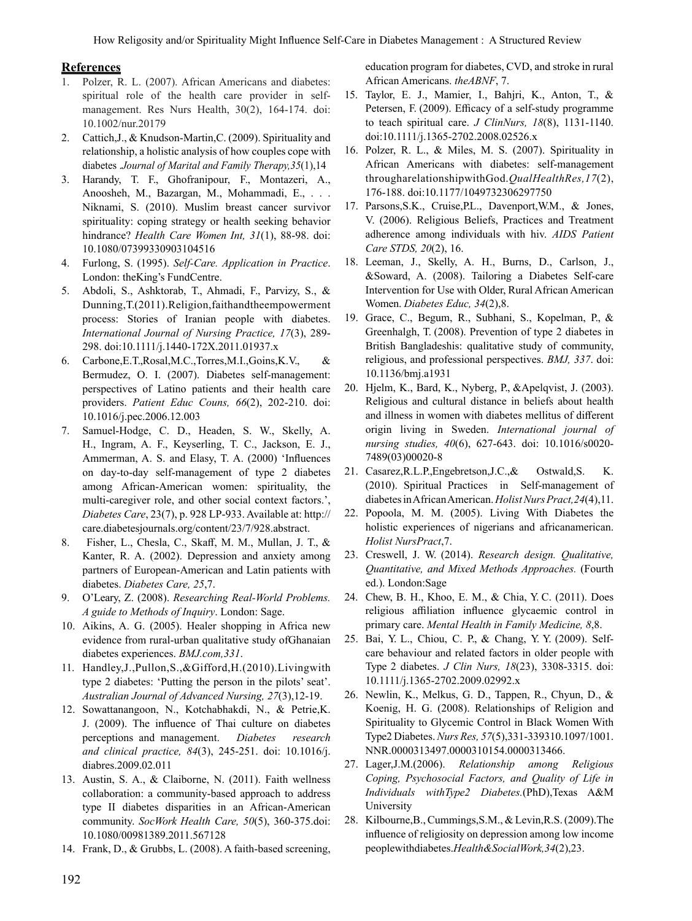## References

1. Polzer, R. L. (2007). African Americans and diabetes: spiritual role of the health care provider in self-management. Res Nurs Health, 30(2), 164-174. doi: 10.1002/nur.20179
2. Cattich,J., & Knudson-Martin,C. (2009). Spirituality and relationship, a holistic analysis of how couples cope with diabetes .*Journal of Marital and Family Therapy,35*(1),14
3. Harandy, T. F., Ghofranipour, F., Montazeri, A., Anoosheh, M., Bazargan, M., Mohammadi, E., . . . Niknami, S. (2010). Muslim breast cancer survivor spirituality: coping strategy or health seeking behavior hindrance? *Health Care Women Int, 31*(1), 88-98. doi: 10.1080/07399330903104516
4. Furlong, S. (1995). *Self-Care. Application in Practice*. London: theKing's FundCentre.
5. Abdoli, S., Ashktorab, T., Ahmadi, F., Parvizy, S., & Dunning,T.(2011).Religion,faithandtheempowerment process: Stories of Iranian people with diabetes. *International Journal of Nursing Practice, 17*(3), 289-298. doi:10.1111/j.1440-172X.2011.01937.x
6. Carbone,E.T.,Rosal,M.C.,Torres,M.I.,Goins,K.V., & Bermudez, O. I. (2007). Diabetes self-management: perspectives of Latino patients and their health care providers. *Patient Educ Couns, 66*(2), 202-210. doi: 10.1016/j.pec.2006.12.003
7. Samuel-Hodge, C. D., Headen, S. W., Skelly, A. H., Ingram, A. F., Keyserling, T. C., Jackson, E. J., Ammerman, A. S. and Elasy, T. A. (2000) 'Influences on day-to-day self-management of type 2 diabetes among African-American women: spirituality, the multi-caregiver role, and other social context factors.', *Diabetes Care*, 23(7), p. 928 LP-933. Available at: http://care.diabetesjournals.org/content/23/7/928.abstract.
8. Fisher, L., Chesla, C., Skaff, M. M., Mullan, J. T., & Kanter, R. A. (2002). Depression and anxiety among partners of European-American and Latin patients with diabetes. *Diabetes Care, 25*,7.
9. O'Leary, Z. (2008). *Researching Real-World Problems. A guide to Methods of Inquiry*. London: Sage.
10. Aikins, A. G. (2005). Healer shopping in Africa new evidence from rural-urban qualitative study ofGhanaian diabetes experiences. *BMJ.com,331*.
11. Handley,J.,Pullon,S.,&Gifford,H.(2010).Livingwith type 2 diabetes: 'Putting the person in the pilots' seat'. *Australian Journal of Advanced Nursing, 27*(3),12-19.
12. Sowattanangoon, N., Kotchabhakdi, N., & Petrie,K. J. (2009). The influence of Thai culture on diabetes perceptions and management. *Diabetes research and clinical practice, 84*(3), 245-251. doi: 10.1016/j.diabres.2009.02.011
13. Austin, S. A., & Claiborne, N. (2011). Faith wellness collaboration: a community-based approach to address type II diabetes disparities in an African-American community. *SocWork Health Care, 50*(5), 360-375.doi: 10.1080/00981389.2011.567128
14. Frank, D., & Grubbs, L. (2008). A faith-based screening, education program for diabetes, CVD, and stroke in rural African Americans. *theABNF*, 7.
15. Taylor, E. J., Mamier, I., Bahjri, K., Anton, T., & Petersen, F. (2009). Efficacy of a self-study programme to teach spiritual care. *J ClinNurs, 18*(8), 1131-1140. doi:10.1111/j.1365-2702.2008.02526.x
16. Polzer, R. L., & Miles, M. S. (2007). Spirituality in African Americans with diabetes: self-management througharelationshipwithGod.*QualHealthRes,17*(2), 176-188. doi:10.1177/1049732306297750
17. Parsons,S.K., Cruise,P.L., Davenport,W.M., & Jones, V. (2006). Religious Beliefs, Practices and Treatment adherence among individuals with hiv. *AIDS Patient Care STDS, 20*(2), 16.
18. Leeman, J., Skelly, A. H., Burns, D., Carlson, J., &Soward, A. (2008). Tailoring a Diabetes Self-care Intervention for Use with Older, Rural African American Women. *Diabetes Educ, 34*(2),8.
19. Grace, C., Begum, R., Subhani, S., Kopelman, P., & Greenhalgh, T. (2008). Prevention of type 2 diabetes in British Bangladeshis: qualitative study of community, religious, and professional perspectives. *BMJ, 337*. doi: 10.1136/bmj.a1931
20. Hjelm, K., Bard, K., Nyberg, P., &Apelqvist, J. (2003). Religious and cultural distance in beliefs about health and illness in women with diabetes mellitus of different origin living in Sweden. *International journal of nursing studies, 40*(6), 627-643. doi: 10.1016/s0020-7489(03)00020-8
21. Casarez,R.L.P.,Engebretson,J.C.,& Ostwald,S. K. (2010). Spiritual Practices in Self-management of diabetes inAfricanAmerican. *Holist Nurs Pract,24*(4),11.
22. Popoola, M. M. (2005). Living With Diabetes the holistic experiences of nigerians and africanamerican. *Holist NursPract*,7.
23. Creswell, J. W. (2014). *Research design. Qualitative, Quantitative, and Mixed Methods Approaches.* (Fourth ed.). London:Sage
24. Chew, B. H., Khoo, E. M., & Chia, Y. C. (2011). Does religious affiliation influence glycaemic control in primary care. *Mental Health in Family Medicine, 8*,8.
25. Bai, Y. L., Chiou, C. P., & Chang, Y. Y. (2009). Self-care behaviour and related factors in older people with Type 2 diabetes. *J Clin Nurs, 18*(23), 3308-3315. doi: 10.1111/j.1365-2702.2009.02992.x
26. Newlin, K., Melkus, G. D., Tappen, R., Chyun, D., & Koenig, H. G. (2008). Relationships of Religion and Spirituality to Glycemic Control in Black Women With Type2 Diabetes. *Nurs Res, 57*(5),331-339310.1097/1001.NNR.0000313497.0000310154.0000313466.
27. Lager,J.M.(2006). *Relationship among Religious Coping, Psychosocial Factors, and Quality of Life in Individuals withType2 Diabetes.*(PhD),Texas A&M University
28. Kilbourne,B., Cummings,S.M., & Levin,R.S. (2009).The influence of religiosity on depression among low income peoplewithdiabetes.*Health&SocialWork,34*(2),23.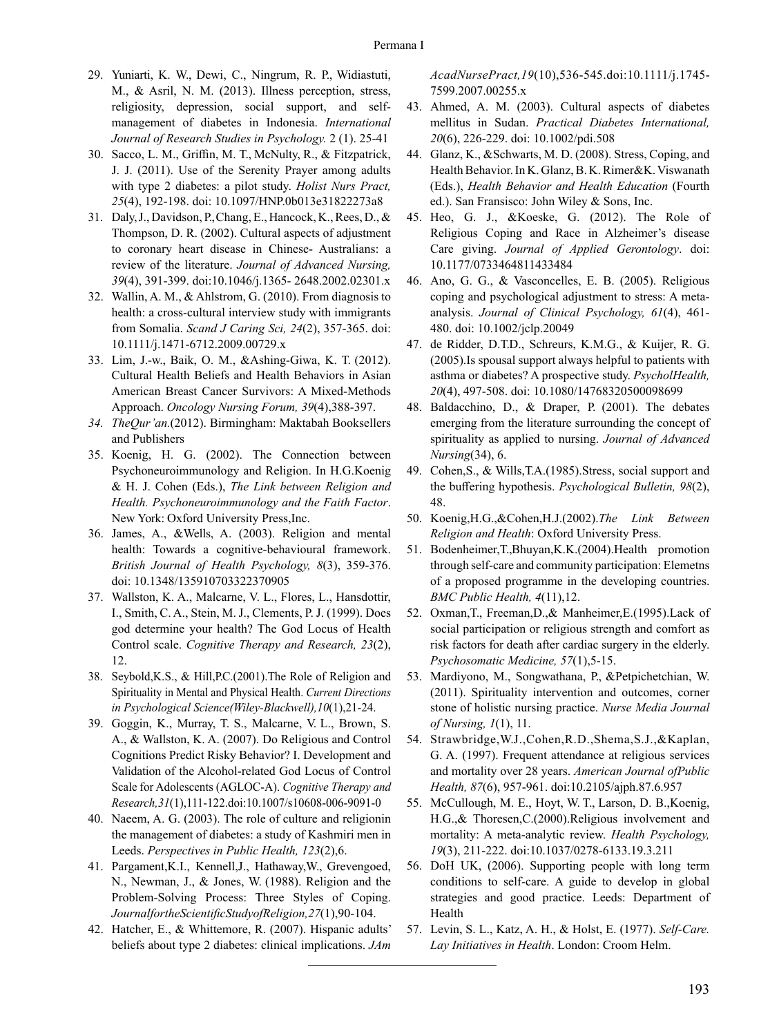29. Yuniarti, K. W., Dewi, C., Ningrum, R. P., Widiastuti, M., & Asril, N. M. (2013). Illness perception, stress, religiosity, depression, social support, and self-management of diabetes in Indonesia. *International Journal of Research Studies in Psychology.* 2 (1). 25-41
30. Sacco, L. M., Griffin, M. T., McNulty, R., & Fitzpatrick, J. J. (2011). Use of the Serenity Prayer among adults with type 2 diabetes: a pilot study. *Holist Nurs Pract, 25*(4), 192-198. doi: 10.1097/HNP.0b013e31822273a8
31. Daly, J., Davidson, P., Chang, E., Hancock, K., Rees, D., & Thompson, D. R. (2002). Cultural aspects of adjustment to coronary heart disease in Chinese- Australians: a review of the literature. *Journal of Advanced Nursing, 39*(4), 391-399. doi:10.1046/j.1365- 2648.2002.02301.x
32. Wallin, A. M., & Ahlstrom, G. (2010). From diagnosis to health: a cross-cultural interview study with immigrants from Somalia. *Scand J Caring Sci, 24*(2), 357-365. doi: 10.1111/j.1471-6712.2009.00729.x
33. Lim, J.-w., Baik, O. M., &Ashing-Giwa, K. T. (2012). Cultural Health Beliefs and Health Behaviors in Asian American Breast Cancer Survivors: A Mixed-Methods Approach. *Oncology Nursing Forum, 39*(4),388-397.
34. *TheQur'an.*(2012). Birmingham: Maktabah Booksellers and Publishers
35. Koenig, H. G. (2002). The Connection between Psychoneuroimmunology and Religion. In H.G.Koenig & H. J. Cohen (Eds.), *The Link between Religion and Health. Psychoneuroimmunology and the Faith Factor*. New York: Oxford University Press,Inc.
36. James, A., &Wells, A. (2003). Religion and mental health: Towards a cognitive-behavioural framework. *British Journal of Health Psychology, 8*(3), 359-376. doi: 10.1348/135910703322370905
37. Wallston, K. A., Malcarne, V. L., Flores, L., Hansdottir, I., Smith, C. A., Stein, M. J., Clements, P. J. (1999). Does god determine your health? The God Locus of Health Control scale. *Cognitive Therapy and Research, 23*(2), 12.
38. Seybold,K.S., & Hill,P.C.(2001).The Role of Religion and Spirituality in Mental and Physical Health. *Current Directions in Psychological Science(Wiley-Blackwell),10*(1),21-24.
39. Goggin, K., Murray, T. S., Malcarne, V. L., Brown, S. A., & Wallston, K. A. (2007). Do Religious and Control Cognitions Predict Risky Behavior? I. Development and Validation of the Alcohol-related God Locus of Control Scale for Adolescents (AGLOC-A). *Cognitive Therapy and Research,31*(1),111-122.doi:10.1007/s10608-006-9091-0
40. Naeem, A. G. (2003). The role of culture and religionin the management of diabetes: a study of Kashmiri men in Leeds. *Perspectives in Public Health, 123*(2),6.
41. Pargament,K.I., Kennell,J., Hathaway,W., Grevengoed, N., Newman, J., & Jones, W. (1988). Religion and the Problem-Solving Process: Three Styles of Coping. *JournalfortheScientificStudyofReligion,27*(1),90-104.
42. Hatcher, E., & Whittemore, R. (2007). Hispanic adults' beliefs about type 2 diabetes: clinical implications. *JAm AcadNursePract,19*(10),536-545.doi:10.1111/j.1745-7599.2007.00255.x
43. Ahmed, A. M. (2003). Cultural aspects of diabetes mellitus in Sudan. *Practical Diabetes International, 20*(6), 226-229. doi: 10.1002/pdi.508
44. Glanz, K., &Schwarts, M. D. (2008). Stress, Coping, and Health Behavior. In K. Glanz, B. K. Rimer&K. Viswanath (Eds.), *Health Behavior and Health Education* (Fourth ed.). San Fransisco: John Wiley & Sons, Inc.
45. Heo, G. J., &Koeske, G. (2012). The Role of Religious Coping and Race in Alzheimer's disease Care giving. *Journal of Applied Gerontology*. doi: 10.1177/0733464811433484
46. Ano, G. G., & Vasconcelles, E. B. (2005). Religious coping and psychological adjustment to stress: A meta-analysis. *Journal of Clinical Psychology, 61*(4), 461-480. doi: 10.1002/jclp.20049
47. de Ridder, D.T.D., Schreurs, K.M.G., & Kuijer, R. G. (2005).Is spousal support always helpful to patients with asthma or diabetes? A prospective study. *PsycholHealth, 20*(4), 497-508. doi: 10.1080/14768320500098699
48. Baldacchino, D., & Draper, P. (2001). The debates emerging from the literature surrounding the concept of spirituality as applied to nursing. *Journal of Advanced Nursing*(34), 6.
49. Cohen,S., & Wills,T.A.(1985).Stress, social support and the buffering hypothesis. *Psychological Bulletin, 98*(2), 48.
50. Koenig,H.G.,&Cohen,H.J.(2002).*The Link Between Religion and Health*: Oxford University Press.
51. Bodenheimer,T.,Bhuyan,K.K.(2004).Health promotion through self-care and community participation: Elemetns of a proposed programme in the developing countries. *BMC Public Health, 4*(11),12.
52. Oxman,T., Freeman,D.,& Manheimer,E.(1995).Lack of social participation or religious strength and comfort as risk factors for death after cardiac surgery in the elderly. *Psychosomatic Medicine, 57*(1),5-15.
53. Mardiyono, M., Songwathana, P., &Petpichetchian, W. (2011). Spirituality intervention and outcomes, corner stone of holistic nursing practice. *Nurse Media Journal of Nursing, 1*(1), 11.
54. Strawbridge,W.J.,Cohen,R.D.,Shema,S.J.,&Kaplan, G. A. (1997). Frequent attendance at religious services and mortality over 28 years. *American Journal ofPublic Health, 87*(6), 957-961. doi:10.2105/ajph.87.6.957
55. McCullough, M. E., Hoyt, W. T., Larson, D. B.,Koenig, H.G.,& Thoresen,C.(2000).Religious involvement and mortality: A meta-analytic review. *Health Psychology, 19*(3), 211-222. doi:10.1037/0278-6133.19.3.211
56. DoH UK, (2006). Supporting people with long term conditions to self-care. A guide to develop in global strategies and good practice. Leeds: Department of Health
57. Levin, S. L., Katz, A. H., & Holst, E. (1977). *Self-Care. Lay Initiatives in Health*. London: Croom Helm.